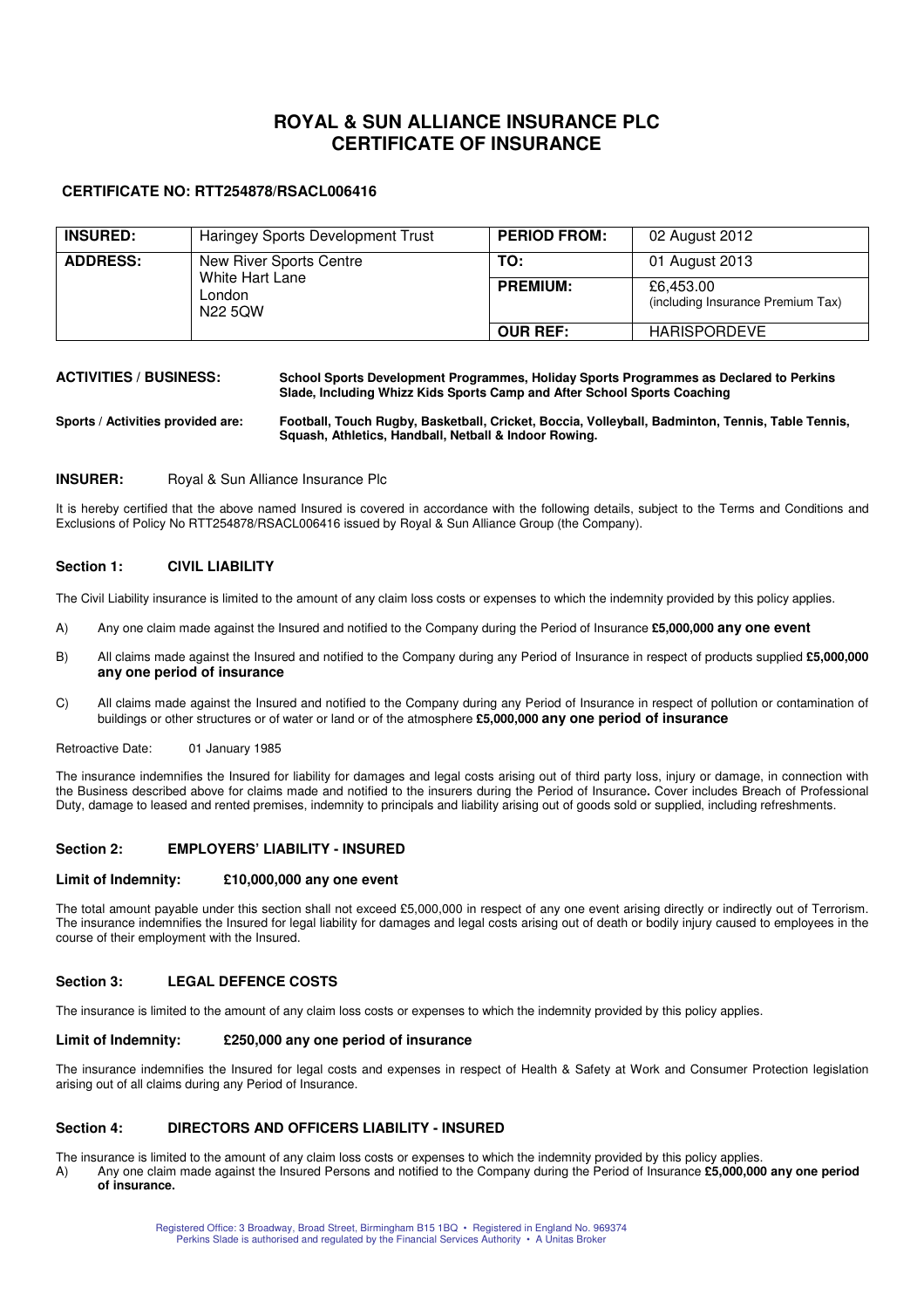# ROYAL & SUN ALLIANCE INSURANCE PLC
# CERTIFICATE OF INSURANCE

**CERTIFICATE NO: RTT254878/RSACL006416**

| **INSURED:** | Haringey Sports Development Trust | **PERIOD FROM:** | 02 August 2012 |
|---|---|---|---|
| **ADDRESS:** | New River Sports Centre<br>White Hart Lane<br>London<br>N22 5QW | **TO:** | 01 August 2013 |
| | | **PREMIUM:** | £6,453.00<br>(including Insurance Premium Tax) |
| | | **OUR REF:** | HARISPORDEVE |

**ACTIVITIES / BUSINESS:** **School Sports Development Programmes, Holiday Sports Programmes as Declared to Perkins Slade, Including Whizz Kids Sports Camp and After School Sports Coaching**

**Sports / Activities provided are:** **Football, Touch Rugby, Basketball, Cricket, Boccia, Volleyball, Badminton, Tennis, Table Tennis, Squash, Athletics, Handball, Netball & Indoor Rowing.**

**INSURER:** Royal & Sun Alliance Insurance Plc

It is hereby certified that the above named Insured is covered in accordance with the following details, subject to the Terms and Conditions and Exclusions of Policy No RTT254878/RSACL006416 issued by Royal & Sun Alliance Group (the Company).

## Section 1: CIVIL LIABILITY

The Civil Liability insurance is limited to the amount of any claim loss costs or expenses to which the indemnity provided by this policy applies.

A) Any one claim made against the Insured and notified to the Company during the Period of Insurance **£5,000,000 any one event**

B) All claims made against the Insured and notified to the Company during any Period of Insurance in respect of products supplied **£5,000,000 any one period of insurance**

C) All claims made against the Insured and notified to the Company during any Period of Insurance in respect of pollution or contamination of buildings or other structures or of water or land or of the atmosphere **£5,000,000 any one period of insurance**

Retroactive Date: 01 January 1985

The insurance indemnifies the Insured for liability for damages and legal costs arising out of third party loss, injury or damage, in connection with the Business described above for claims made and notified to the insurers during the Period of Insurance**.** Cover includes Breach of Professional Duty, damage to leased and rented premises, indemnity to principals and liability arising out of goods sold or supplied, including refreshments.

## Section 2: EMPLOYERS' LIABILITY - INSURED

**Limit of Indemnity: £10,000,000 any one event**

The total amount payable under this section shall not exceed £5,000,000 in respect of any one event arising directly or indirectly out of Terrorism. The insurance indemnifies the Insured for legal liability for damages and legal costs arising out of death or bodily injury caused to employees in the course of their employment with the Insured.

## Section 3: LEGAL DEFENCE COSTS

The insurance is limited to the amount of any claim loss costs or expenses to which the indemnity provided by this policy applies.

**Limit of Indemnity: £250,000 any one period of insurance**

The insurance indemnifies the Insured for legal costs and expenses in respect of Health & Safety at Work and Consumer Protection legislation arising out of all claims during any Period of Insurance.

## Section 4: DIRECTORS AND OFFICERS LIABILITY - INSURED

The insurance is limited to the amount of any claim loss costs or expenses to which the indemnity provided by this policy applies.

A) Any one claim made against the Insured Persons and notified to the Company during the Period of Insurance **£5,000,000 any one period of insurance.**

Registered Office: 3 Broadway, Broad Street, Birmingham B15 1BQ • Registered in England No. 969374
Perkins Slade is authorised and regulated by the Financial Services Authority • A Unitas Broker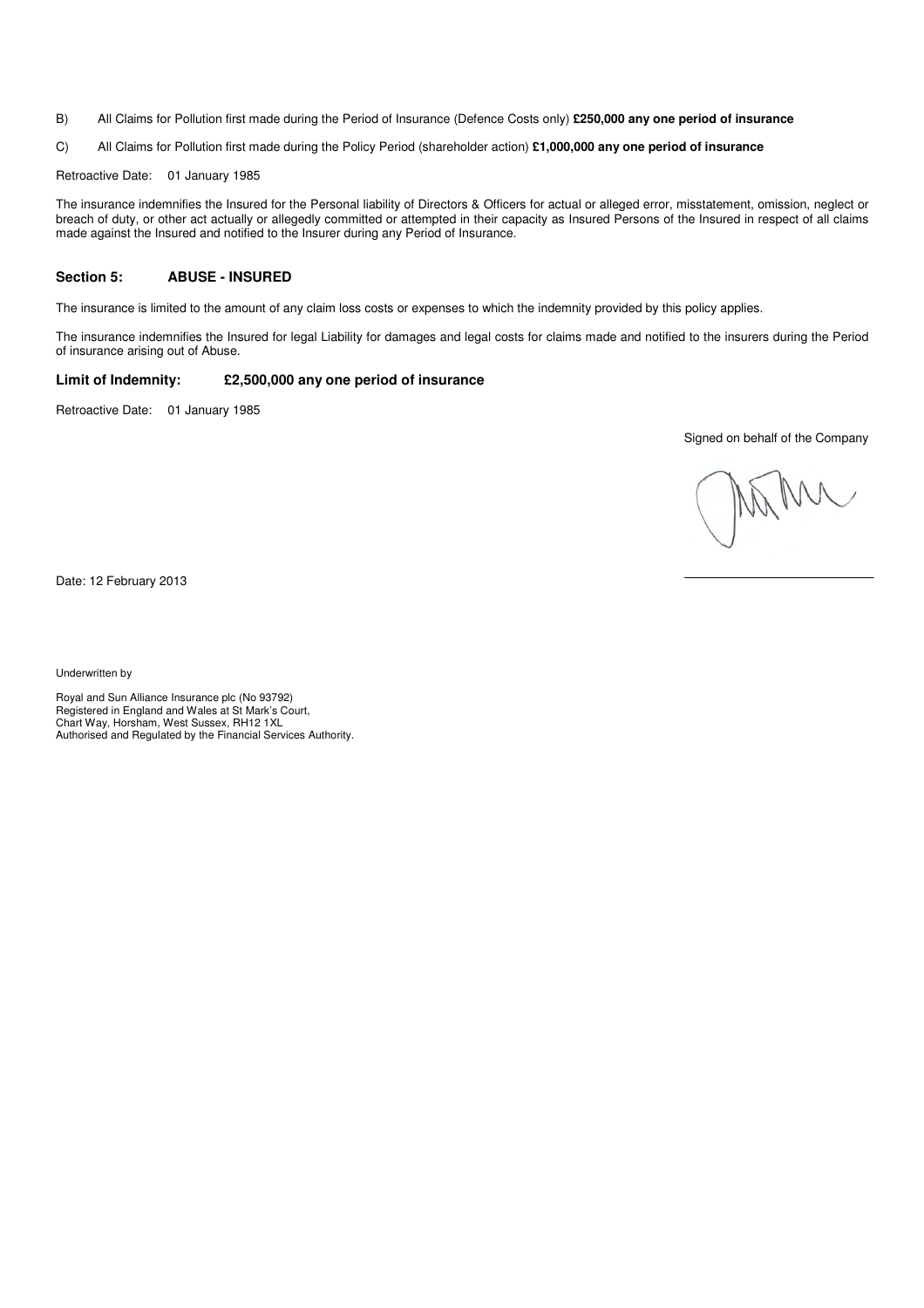B) All Claims for Pollution first made during the Period of Insurance (Defence Costs only) **£250,000 any one period of insurance**

C) All Claims for Pollution first made during the Policy Period (shareholder action) **£1,000,000 any one period of insurance**

Retroactive Date: 01 January 1985

The insurance indemnifies the Insured for the Personal liability of Directors & Officers for actual or alleged error, misstatement, omission, neglect or breach of duty, or other act actually or allegedly committed or attempted in their capacity as Insured Persons of the Insured in respect of all claims made against the Insured and notified to the Insurer during any Period of Insurance.

## Section 5: ABUSE - INSURED

The insurance is limited to the amount of any claim loss costs or expenses to which the indemnity provided by this policy applies.

The insurance indemnifies the Insured for legal Liability for damages and legal costs for claims made and notified to the insurers during the Period of insurance arising out of Abuse.

**Limit of Indemnity: £2,500,000 any one period of insurance**

Retroactive Date: 01 January 1985

Signed on behalf of the Company

Date: 12 February 2013

Underwritten by

Royal and Sun Alliance Insurance plc (No 93792)
Registered in England and Wales at St Mark's Court,
Chart Way, Horsham, West Sussex, RH12 1XL
Authorised and Regulated by the Financial Services Authority.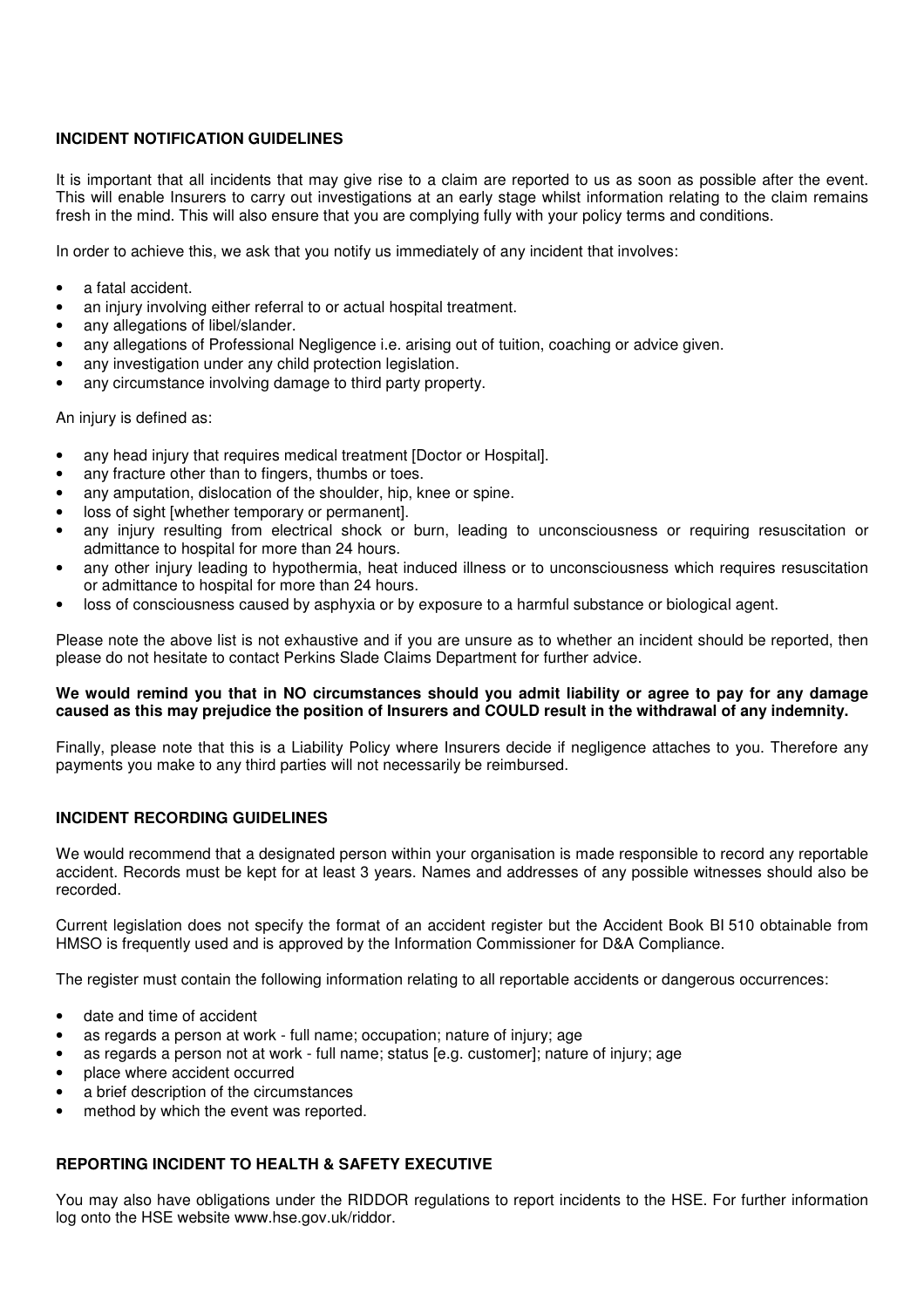## INCIDENT NOTIFICATION GUIDELINES

It is important that all incidents that may give rise to a claim are reported to us as soon as possible after the event. This will enable Insurers to carry out investigations at an early stage whilst information relating to the claim remains fresh in the mind. This will also ensure that you are complying fully with your policy terms and conditions.

In order to achieve this, we ask that you notify us immediately of any incident that involves:

- a fatal accident.
- an injury involving either referral to or actual hospital treatment.
- any allegations of libel/slander.
- any allegations of Professional Negligence i.e. arising out of tuition, coaching or advice given.
- any investigation under any child protection legislation.
- any circumstance involving damage to third party property.

An injury is defined as:

- any head injury that requires medical treatment [Doctor or Hospital].
- any fracture other than to fingers, thumbs or toes.
- any amputation, dislocation of the shoulder, hip, knee or spine.
- loss of sight [whether temporary or permanent].
- any injury resulting from electrical shock or burn, leading to unconsciousness or requiring resuscitation or admittance to hospital for more than 24 hours.
- any other injury leading to hypothermia, heat induced illness or to unconsciousness which requires resuscitation or admittance to hospital for more than 24 hours.
- loss of consciousness caused by asphyxia or by exposure to a harmful substance or biological agent.

Please note the above list is not exhaustive and if you are unsure as to whether an incident should be reported, then please do not hesitate to contact Perkins Slade Claims Department for further advice.

**We would remind you that in NO circumstances should you admit liability or agree to pay for any damage caused as this may prejudice the position of Insurers and COULD result in the withdrawal of any indemnity.**

Finally, please note that this is a Liability Policy where Insurers decide if negligence attaches to you. Therefore any payments you make to any third parties will not necessarily be reimbursed.

## INCIDENT RECORDING GUIDELINES

We would recommend that a designated person within your organisation is made responsible to record any reportable accident. Records must be kept for at least 3 years. Names and addresses of any possible witnesses should also be recorded.

Current legislation does not specify the format of an accident register but the Accident Book BI 510 obtainable from HMSO is frequently used and is approved by the Information Commissioner for D&A Compliance.

The register must contain the following information relating to all reportable accidents or dangerous occurrences:

- date and time of accident
- as regards a person at work - full name; occupation; nature of injury; age
- as regards a person not at work - full name; status [e.g. customer]; nature of injury; age
- place where accident occurred
- a brief description of the circumstances
- method by which the event was reported.

## REPORTING INCIDENT TO HEALTH & SAFETY EXECUTIVE

You may also have obligations under the RIDDOR regulations to report incidents to the HSE. For further information log onto the HSE website www.hse.gov.uk/riddor.